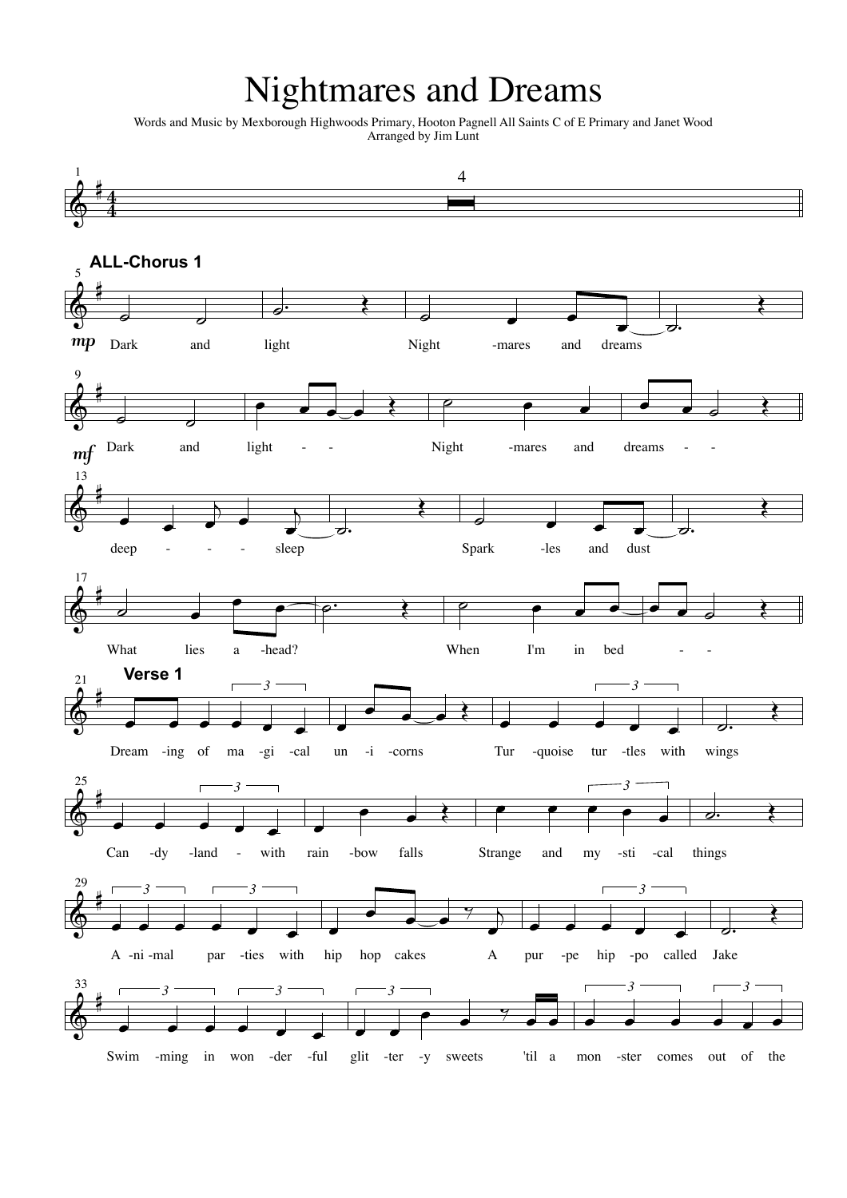# Nightmares and Dreams

Words and Music by Mexborough Highwoods Primary, Hooton Pagnell All Saints C of E Primary and Janet Wood
Arranged by Jim Lunt

**ALL-Chorus 1**

*mp* Dark and light
Night-mares and dreams

*mf* Dark and light - -
Night-mares and dreams - -

deep - - - sleep
Spark-les and dust

What lies a-head?
When I'm in bed - -

**Verse 1**

Dream-ing of ma-gi-cal un-i-corns
Tur-quoise tur-tles with wings
Can-dy-land - with rain-bow falls
Strange and my-sti-cal things
A-ni-mal par-ties with hip hop cakes
A pur-pe hip-po called Jake
Swim-ming in won-der-ful glit-ter-y sweets
'til a mon-ster comes out of the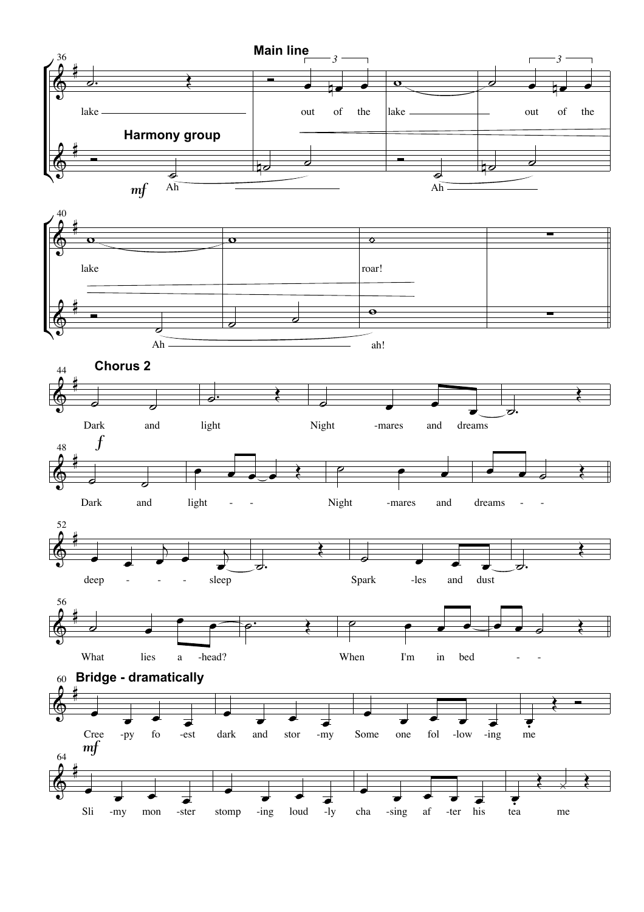**Main line**

lake out of the lake out of the

**Harmony group**

*mf* Ah Ah

lake roar!

Ah ah!

**Chorus 2**

Dark and light Night -mares and dreams

*f*

Dark and light - - Night -mares and dreams - -

deep - - - sleep Spark -les and dust

What lies a -head? When I'm in bed - -

**Bridge - dramatically**

Cree -py fo -est dark and stor -my Some one fol -low -ing me

*mf*

Sli -my mon -ster stomp -ing loud -ly cha -sing af -ter his tea me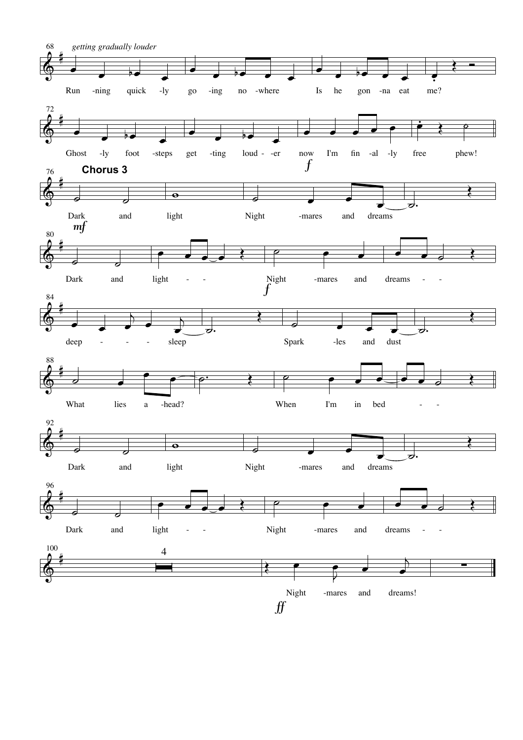*getting gradually louder*

Run -ning quick -ly go -ing no -where Is he gon -na eat me?

Ghost -ly foot -steps get -ting loud - -er now I'm fin -al -ly free phew!

**Chorus 3**

Dark and light Night -mares and dreams

Dark and light - - Night -mares and dreams - -

deep - - - sleep Spark -les and dust

What lies a -head? When I'm in bed - -

Dark and light Night -mares and dreams

Dark and light - - Night -mares and dreams - -

Night -mares and dreams!